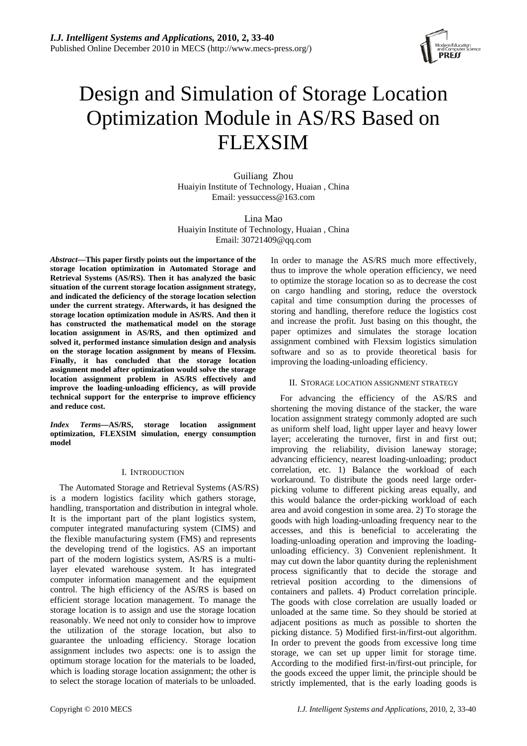# Design and Simulation of Storage Location Optimization Module in AS/RS Based on FLEXSIM

Guiliang Zhou
Huaiyin Institute of Technology, Huaian , China
Email: yessuccess@163.com

Lina Mao
Huaiyin Institute of Technology, Huaian , China
Email: 30721409@qq.com

***Abstract*—This paper firstly points out the importance of the storage location optimization in Automated Storage and Retrieval Systems (AS/RS). Then it has analyzed the basic situation of the current storage location assignment strategy, and indicated the deficiency of the storage location selection under the current strategy. Afterwards, it has designed the storage location optimization module in AS/RS. And then it has constructed the mathematical model on the storage location assignment in AS/RS, and then optimized and solved it, performed instance simulation design and analysis on the storage location assignment by means of Flexsim. Finally, it has concluded that the storage location assignment model after optimization would solve the storage location assignment problem in AS/RS effectively and improve the loading-unloading efficiency, as will provide technical support for the enterprise to improve efficiency and reduce cost.**

***Index Terms*—AS/RS, storage location assignment optimization, FLEXSIM simulation, energy consumption model**

## I. Introduction

The Automated Storage and Retrieval Systems (AS/RS) is a modern logistics facility which gathers storage, handling, transportation and distribution in integral whole. It is the important part of the plant logistics system, computer integrated manufacturing system (CIMS) and the flexible manufacturing system (FMS) and represents the developing trend of the logistics. AS an important part of the modern logistics system, AS/RS is a multi-layer elevated warehouse system. It has integrated computer information management and the equipment control. The high efficiency of the AS/RS is based on efficient storage location management. To manage the storage location is to assign and use the storage location reasonably. We need not only to consider how to improve the utilization of the storage location, but also to guarantee the unloading efficiency. Storage location assignment includes two aspects: one is to assign the optimum storage location for the materials to be loaded, which is loading storage location assignment; the other is to select the storage location of materials to be unloaded. In order to manage the AS/RS much more effectively, thus to improve the whole operation efficiency, we need to optimize the storage location so as to decrease the cost on cargo handling and storing, reduce the overstock capital and time consumption during the processes of storing and handling, therefore reduce the logistics cost and increase the profit. Just basing on this thought, the paper optimizes and simulates the storage location assignment combined with Flexsim logistics simulation software and so as to provide theoretical basis for improving the loading-unloading efficiency.

## II. Storage location assignment strategy

For advancing the efficiency of the AS/RS and shortening the moving distance of the stacker, the ware location assignment strategy commonly adopted are such as uniform shelf load, light upper layer and heavy lower layer; accelerating the turnover, first in and first out; improving the reliability, division laneway storage; advancing efficiency, nearest loading-unloading; product correlation, etc. 1) Balance the workload of each workaround. To distribute the goods need large order-picking volume to different picking areas equally, and this would balance the order-picking workload of each area and avoid congestion in some area. 2) To storage the goods with high loading-unloading frequency near to the accesses, and this is beneficial to accelerating the loading-unloading operation and improving the loading-unloading efficiency. 3) Convenient replenishment. It may cut down the labor quantity during the replenishment process significantly that to decide the storage and retrieval position according to the dimensions of containers and pallets. 4) Product correlation principle. The goods with close correlation are usually loaded or unloaded at the same time. So they should be storied at adjacent positions as much as possible to shorten the picking distance. 5) Modified first-in/first-out algorithm. In order to prevent the goods from excessive long time storage, we can set up upper limit for storage time. According to the modified first-in/first-out principle, for the goods exceed the upper limit, the principle should be strictly implemented, that is the early loading goods is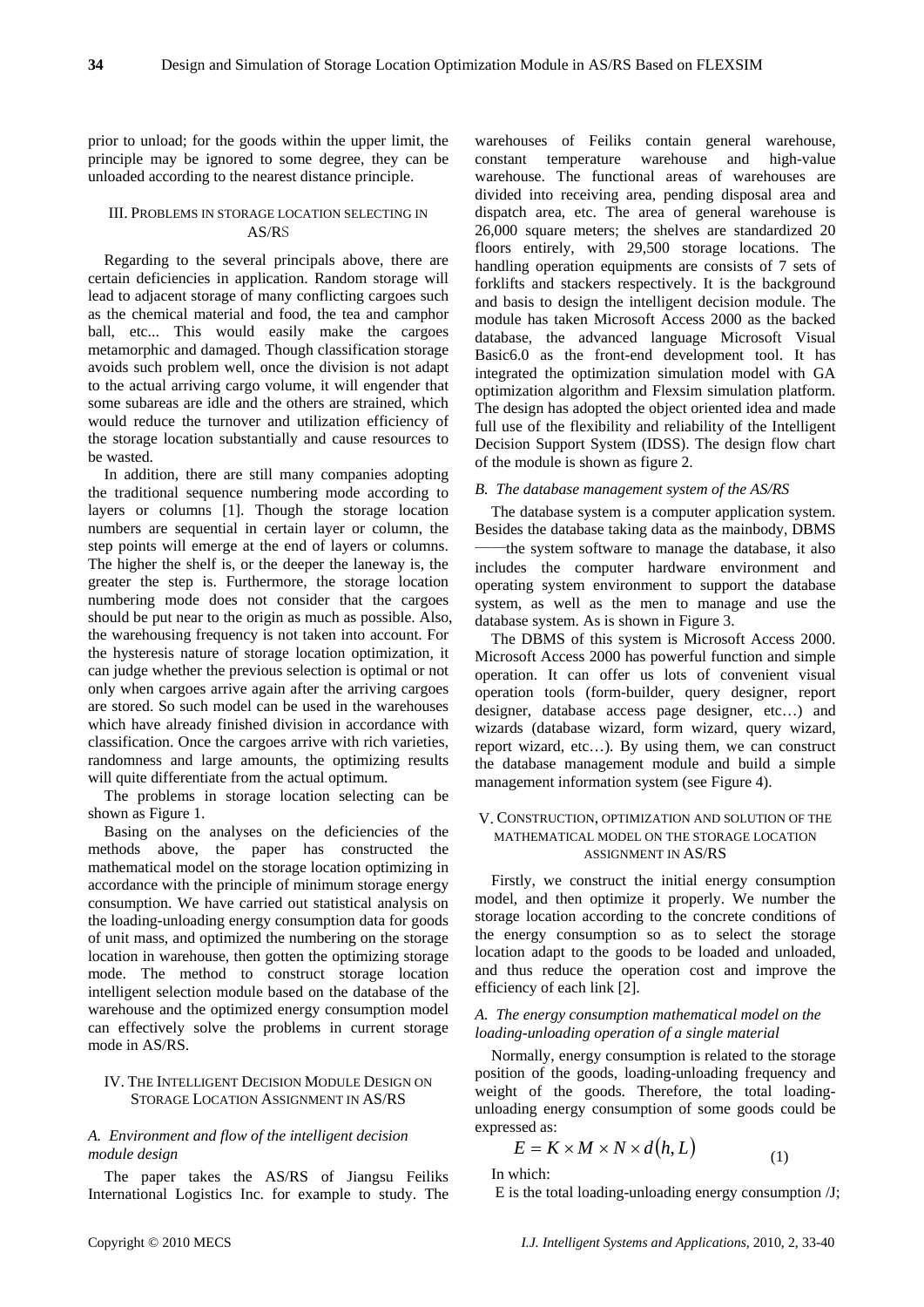prior to unload; for the goods within the upper limit, the principle may be ignored to some degree, they can be unloaded according to the nearest distance principle.

## III. Problems in Storage Location Selecting in AS/RS

Regarding to the several principals above, there are certain deficiencies in application. Random storage will lead to adjacent storage of many conflicting cargoes such as the chemical material and food, the tea and camphor ball, etc... This would easily make the cargoes metamorphic and damaged. Though classification storage avoids such problem well, once the division is not adapt to the actual arriving cargo volume, it will engender that some subareas are idle and the others are strained, which would reduce the turnover and utilization efficiency of the storage location substantially and cause resources to be wasted.

In addition, there are still many companies adopting the traditional sequence numbering mode according to layers or columns [1]. Though the storage location numbers are sequential in certain layer or column, the step points will emerge at the end of layers or columns. The higher the shelf is, or the deeper the laneway is, the greater the step is. Furthermore, the storage location numbering mode does not consider that the cargoes should be put near to the origin as much as possible. Also, the warehousing frequency is not taken into account. For the hysteresis nature of storage location optimization, it can judge whether the previous selection is optimal or not only when cargoes arrive again after the arriving cargoes are stored. So such model can be used in the warehouses which have already finished division in accordance with classification. Once the cargoes arrive with rich varieties, randomness and large amounts, the optimizing results will quite differentiate from the actual optimum.

The problems in storage location selecting can be shown as Figure 1.

Basing on the analyses on the deficiencies of the methods above, the paper has constructed the mathematical model on the storage location optimizing in accordance with the principle of minimum storage energy consumption. We have carried out statistical analysis on the loading-unloading energy consumption data for goods of unit mass, and optimized the numbering on the storage location in warehouse, then gotten the optimizing storage mode. The method to construct storage location intelligent selection module based on the database of the warehouse and the optimized energy consumption model can effectively solve the problems in current storage mode in AS/RS.

## IV. The Intelligent Decision Module Design on Storage Location Assignment in AS/RS

### *A. Environment and flow of the intelligent decision module design*

The paper takes the AS/RS of Jiangsu Feiliks International Logistics Inc. for example to study. The warehouses of Feiliks contain general warehouse, constant temperature warehouse and high-value warehouse. The functional areas of warehouses are divided into receiving area, pending disposal area and dispatch area, etc. The area of general warehouse is 26,000 square meters; the shelves are standardized 20 floors entirely, with 29,500 storage locations. The handling operation equipments are consists of 7 sets of forklifts and stackers respectively. It is the background and basis to design the intelligent decision module. The module has taken Microsoft Access 2000 as the backed database, the advanced language Microsoft Visual Basic6.0 as the front-end development tool. It has integrated the optimization simulation model with GA optimization algorithm and Flexsim simulation platform. The design has adopted the object oriented idea and made full use of the flexibility and reliability of the Intelligent Decision Support System (IDSS). The design flow chart of the module is shown as figure 2.

### *B. The database management system of the AS/RS*

The database system is a computer application system. Besides the database taking data as the mainbody, DBMS ——the system software to manage the database, it also includes the computer hardware environment and operating system environment to support the database system, as well as the men to manage and use the database system. As is shown in Figure 3.

The DBMS of this system is Microsoft Access 2000. Microsoft Access 2000 has powerful function and simple operation. It can offer us lots of convenient visual operation tools (form-builder, query designer, report designer, database access page designer, etc…) and wizards (database wizard, form wizard, query wizard, report wizard, etc…). By using them, we can construct the database management module and build a simple management information system (see Figure 4).

## V. Construction, Optimization and Solution of the Mathematical Model on the Storage Location Assignment in AS/RS

Firstly, we construct the initial energy consumption model, and then optimize it properly. We number the storage location according to the concrete conditions of the energy consumption so as to select the storage location adapt to the goods to be loaded and unloaded, and thus reduce the operation cost and improve the efficiency of each link [2].

### *A. The energy consumption mathematical model on the loading-unloading operation of a single material*

Normally, energy consumption is related to the storage position of the goods, loading-unloading frequency and weight of the goods. Therefore, the total loading-unloading energy consumption of some goods could be expressed as:

$$E = K \times M \times N \times d(h, L) \tag{1}$$

In which:

E is the total loading-unloading energy consumption /J;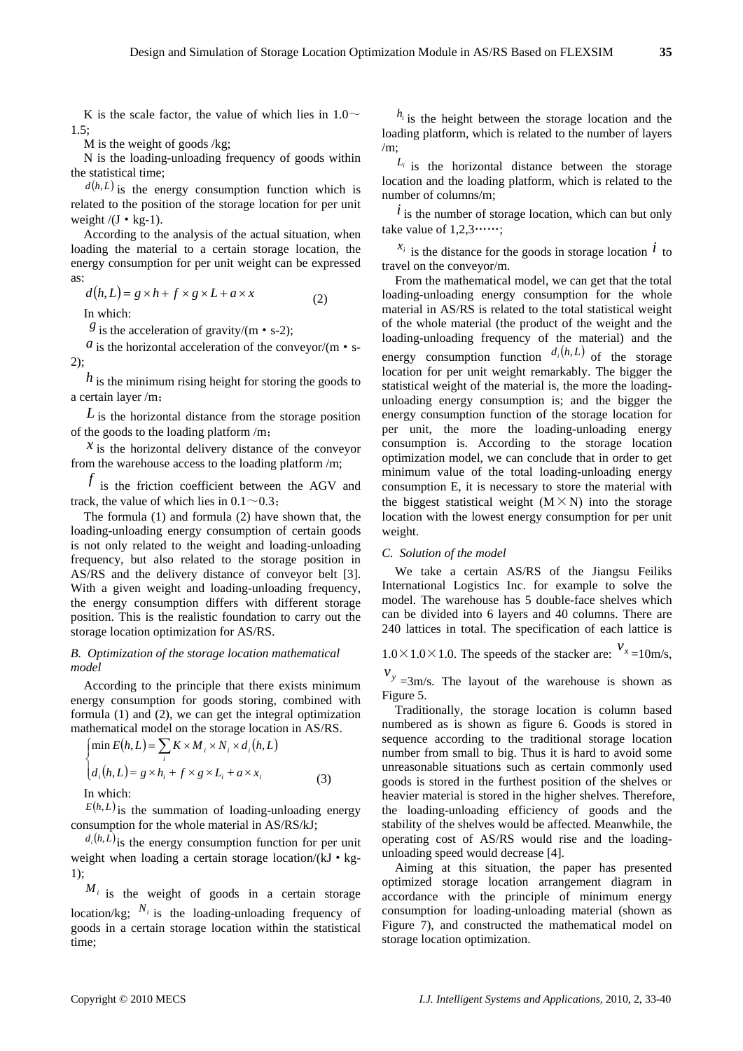K is the scale factor, the value of which lies in 1.0～1.5;

M is the weight of goods /kg;

N is the loading-unloading frequency of goods within the statistical time;

$d(h,L)$ is the energy consumption function which is related to the position of the storage location for per unit weight /(J・kg-1).

According to the analysis of the actual situation, when loading the material to a certain storage location, the energy consumption for per unit weight can be expressed as:

$$d(h,L) = g \times h + f \times g \times L + a \times x \tag{2}$$

In which:

$g$ is the acceleration of gravity/(m・s-2);

$a$ is the horizontal acceleration of the conveyor/(m・s-2);

$h$ is the minimum rising height for storing the goods to a certain layer /m;

$L$ is the horizontal distance from the storage position of the goods to the loading platform /m;

$x$ is the horizontal delivery distance of the conveyor from the warehouse access to the loading platform /m;

$f$ is the friction coefficient between the AGV and track, the value of which lies in 0.1～0.3;

The formula (1) and formula (2) have shown that, the loading-unloading energy consumption of certain goods is not only related to the weight and loading-unloading frequency, but also related to the storage position in AS/RS and the delivery distance of conveyor belt [3]. With a given weight and loading-unloading frequency, the energy consumption differs with different storage position. This is the realistic foundation to carry out the storage location optimization for AS/RS.

### *B. Optimization of the storage location mathematical model*

According to the principle that there exists minimum energy consumption for goods storing, combined with formula (1) and (2), we can get the integral optimization mathematical model on the storage location in AS/RS.

$$\begin{cases} \min E(h,L) = \sum_i K \times M_i \times N_i \times d_i(h,L) \\ d_i(h,L) = g \times h_i + f \times g \times L_i + a \times x_i \end{cases} \tag{3}$$

In which:

$E(h,L)$ is the summation of loading-unloading energy consumption for the whole material in AS/RS/kJ;

$d_i(h,L)$ is the energy consumption function for per unit weight when loading a certain storage location/(kJ・kg-1);

$M_i$ is the weight of goods in a certain storage location/kg; $N_i$ is the loading-unloading frequency of goods in a certain storage location within the statistical time;

$h_i$ is the height between the storage location and the loading platform, which is related to the number of layers /m;

$L_i$ is the horizontal distance between the storage location and the loading platform, which is related to the number of columns/m;

$i$ is the number of storage location, which can but only take value of 1,2,3……;

$x_i$ is the distance for the goods in storage location $i$ to travel on the conveyor/m.

From the mathematical model, we can get that the total loading-unloading energy consumption for the whole material in AS/RS is related to the total statistical weight of the whole material (the product of the weight and the loading-unloading frequency of the material) and the energy consumption function $d_i(h,L)$ of the storage location for per unit weight remarkably. The bigger the statistical weight of the material is, the more the loading-unloading energy consumption is; and the bigger the energy consumption function of the storage location for per unit, the more the loading-unloading energy consumption is. According to the storage location optimization model, we can conclude that in order to get minimum value of the total loading-unloading energy consumption E, it is necessary to store the material with the biggest statistical weight (M×N) into the storage location with the lowest energy consumption for per unit weight.

### *C. Solution of the model*

We take a certain AS/RS of the Jiangsu Feiliks International Logistics Inc. for example to solve the model. The warehouse has 5 double-face shelves which can be divided into 6 layers and 40 columns. There are 240 lattices in total. The specification of each lattice is 1.0×1.0×1.0. The speeds of the stacker are: $v_x$ =10m/s, $v_y$ =3m/s. The layout of the warehouse is shown as Figure 5.

Traditionally, the storage location is column based numbered as is shown as figure 6. Goods is stored in sequence according to the traditional storage location number from small to big. Thus it is hard to avoid some unreasonable situations such as certain commonly used goods is stored in the furthest position of the shelves or heavier material is stored in the higher shelves. Therefore, the loading-unloading efficiency of goods and the stability of the shelves would be affected. Meanwhile, the operating cost of AS/RS would rise and the loading-unloading speed would decrease [4].

Aiming at this situation, the paper has presented optimized storage location arrangement diagram in accordance with the principle of minimum energy consumption for loading-unloading material (shown as Figure 7), and constructed the mathematical model on storage location optimization.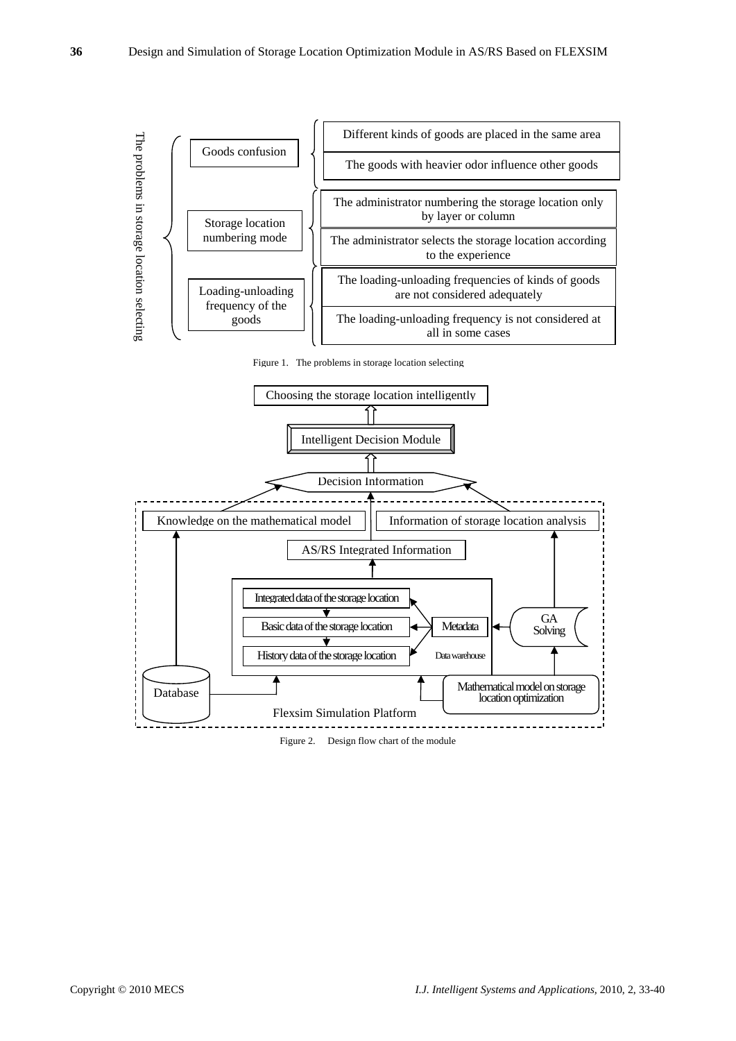The problems in storage location selecting

| Category | Problem |
| --- | --- |
| Goods confusion | Different kinds of goods are placed in the same area |
| | The goods with heavier odor influence other goods |
| Storage location numbering mode | The administrator numbering the storage location only by layer or column |
| | The administrator selects the storage location according to the experience |
| Loading-unloading frequency of the goods | The loading-unloading frequencies of kinds of goods are not considered adequately |
| | The loading-unloading frequency is not considered at all in some cases |

Figure 1. The problems in storage location selecting

Choosing the storage location intelligently

Intelligent Decision Module

Decision Information

Knowledge on the mathematical model

Information of storage location analysis

AS/RS Integrated Information

Integrated data of the storage location

Basic data of the storage location

History data of the storage location

Metadata

Data warehouse

GA Solving

Database

Mathematical model on storage location optimization

Flexsim Simulation Platform

Figure 2. Design flow chart of the module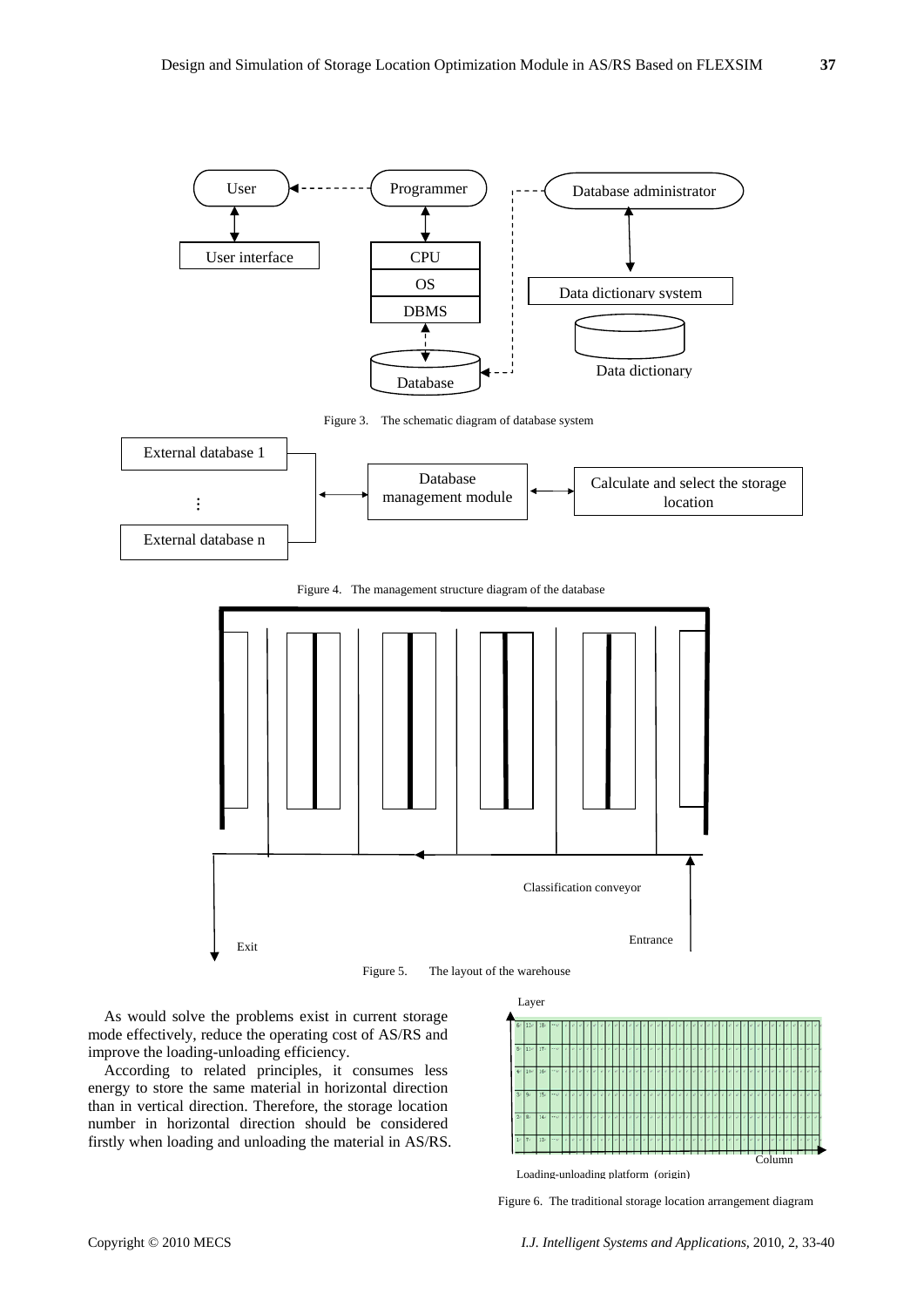Figure 3. The schematic diagram of database system

Figure 4. The management structure diagram of the database

Figure 5. The layout of the warehouse

As would solve the problems exist in current storage mode effectively, reduce the operating cost of AS/RS and improve the loading-unloading efficiency.

According to related principles, it consumes less energy to store the same material in horizontal direction than in vertical direction. Therefore, the storage location number in horizontal direction should be considered firstly when loading and unloading the material in AS/RS.

Figure 6. The traditional storage location arrangement diagram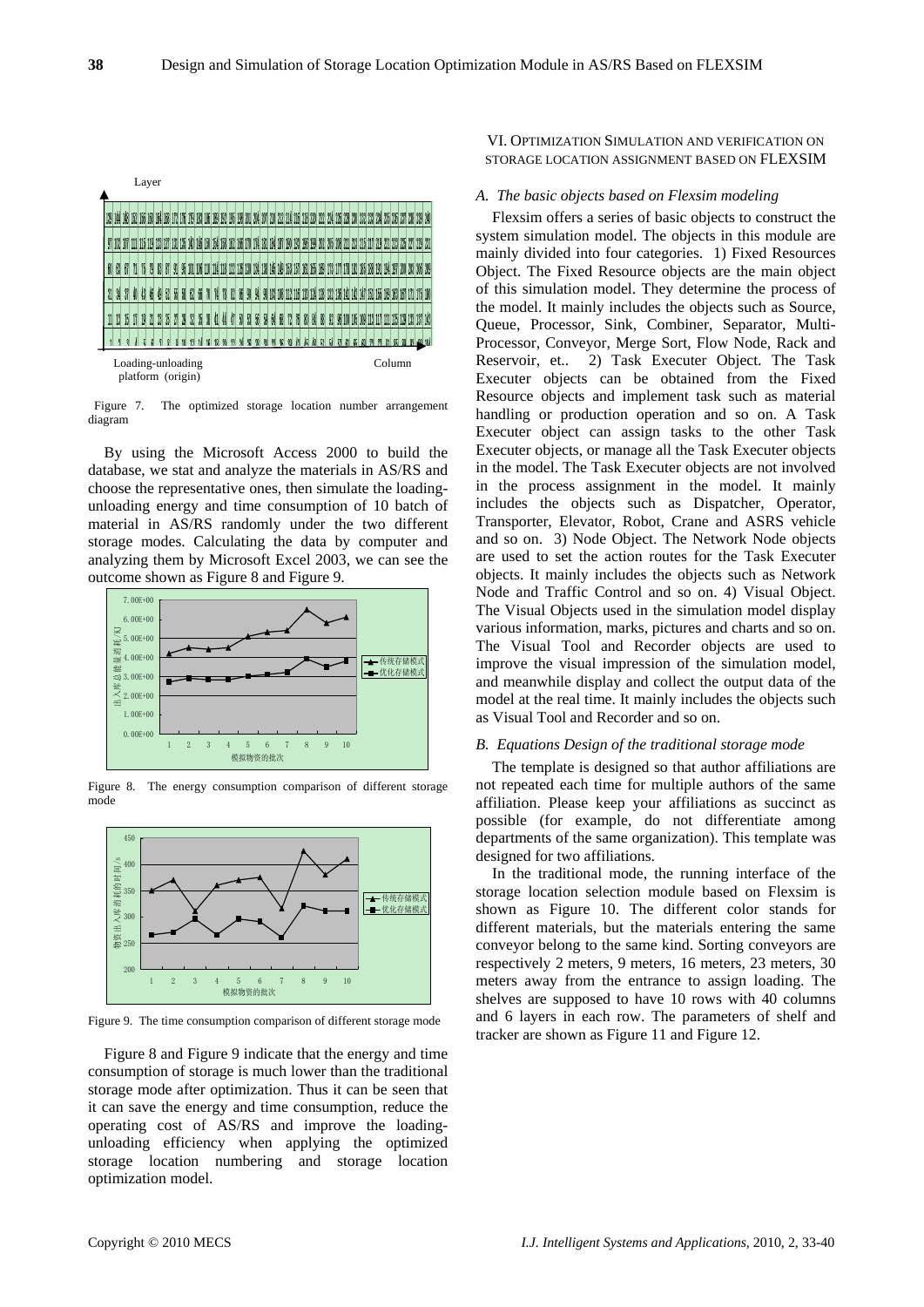Figure 7. The optimized storage location number arrangement diagram

By using the Microsoft Access 2000 to build the database, we stat and analyze the materials in AS/RS and choose the representative ones, then simulate the loading-unloading energy and time consumption of 10 batch of material in AS/RS randomly under the two different storage modes. Calculating the data by computer and analyzing them by Microsoft Excel 2003, we can see the outcome shown as Figure 8 and Figure 9.

Figure 8. The energy consumption comparison of different storage mode

Figure 9. The time consumption comparison of different storage mode

Figure 8 and Figure 9 indicate that the energy and time consumption of storage is much lower than the traditional storage mode after optimization. Thus it can be seen that it can save the energy and time consumption, reduce the operating cost of AS/RS and improve the loading-unloading efficiency when applying the optimized storage location numbering and storage location optimization model.

## VI. Optimization Simulation and Verification on Storage Location Assignment Based on FLEXSIM

### *A. The basic objects based on Flexsim modeling*

Flexsim offers a series of basic objects to construct the system simulation model. The objects in this module are mainly divided into four categories. 1) Fixed Resources Object. The Fixed Resource objects are the main object of this simulation model. They determine the process of the model. It mainly includes the objects such as Source, Queue, Processor, Sink, Combiner, Separator, Multi-Processor, Conveyor, Merge Sort, Flow Node, Rack and Reservoir, et.. 2) Task Executer Object. The Task Executer objects can be obtained from the Fixed Resource objects and implement task such as material handling or production operation and so on. A Task Executer object can assign tasks to the other Task Executer objects, or manage all the Task Executer objects in the model. The Task Executer objects are not involved in the process assignment in the model. It mainly includes the objects such as Dispatcher, Operator, Transporter, Elevator, Robot, Crane and ASRS vehicle and so on. 3) Node Object. The Network Node objects are used to set the action routes for the Task Executer objects. It mainly includes the objects such as Network Node and Traffic Control and so on. 4) Visual Object. The Visual Objects used in the simulation model display various information, marks, pictures and charts and so on. The Visual Tool and Recorder objects are used to improve the visual impression of the simulation model, and meanwhile display and collect the output data of the model at the real time. It mainly includes the objects such as Visual Tool and Recorder and so on.

### *B. Equations Design of the traditional storage mode*

The template is designed so that author affiliations are not repeated each time for multiple authors of the same affiliation. Please keep your affiliations as succinct as possible (for example, do not differentiate among departments of the same organization). This template was designed for two affiliations.

In the traditional mode, the running interface of the storage location selection module based on Flexsim is shown as Figure 10. The different color stands for different materials, but the materials entering the same conveyor belong to the same kind. Sorting conveyors are respectively 2 meters, 9 meters, 16 meters, 23 meters, 30 meters away from the entrance to assign loading. The shelves are supposed to have 10 rows with 40 columns and 6 layers in each row. The parameters of shelf and tracker are shown as Figure 11 and Figure 12.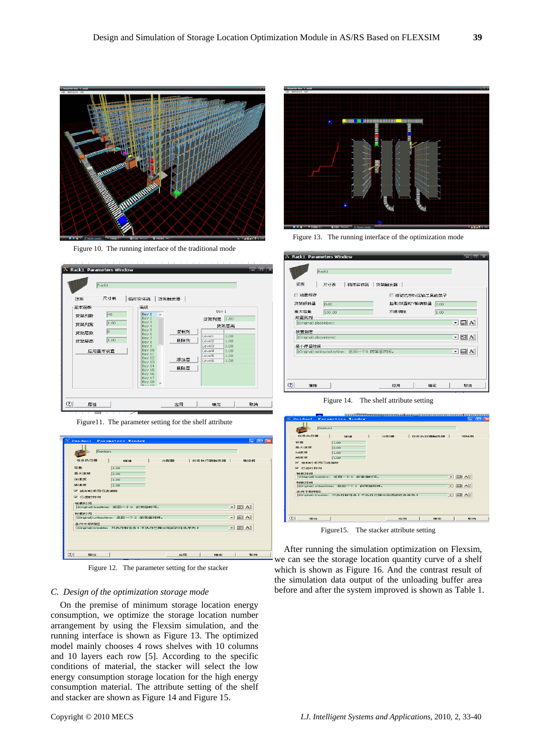Figure 10. The running interface of the traditional mode

Figure11. The parameter setting for the shelf attribute

Figure 12. The parameter setting for the stacker

### C. *Design of the optimization storage mode*

On the premise of minimum storage location energy consumption, we optimize the storage location number arrangement by using the Flexsim simulation, and the running interface is shown as Figure 13. The optimized model mainly chooses 4 rows shelves with 10 columns and 10 layers each row [5]. According to the specific conditions of material, the stacker will select the low energy consumption storage location for the high energy consumption material. The attribute setting of the shelf and stacker are shown as Figure 14 and Figure 15.

Figure 13. The running interface of the optimization mode

Figure 14. The shelf attribute setting

Figure15. The stacker attribute setting

After running the simulation optimization on Flexsim, we can see the storage location quantity curve of a shelf which is shown as Figure 16. And the contrast result of the simulation data output of the unloading buffer area before and after the system improved is shown as Table 1.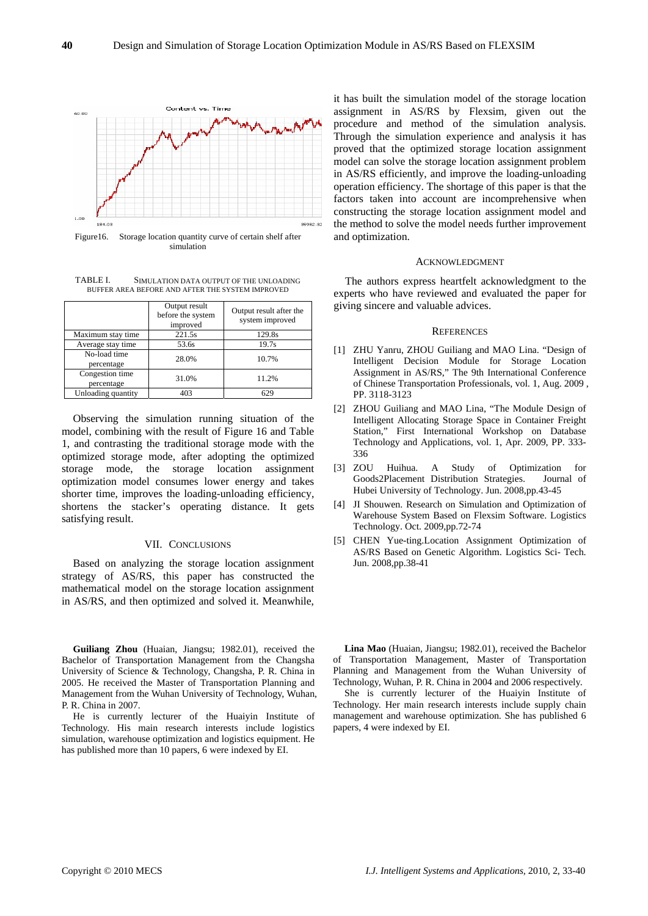Content vs. Time

60.00

1.00

184.03

35982.82

Figure16. Storage location quantity curve of certain shelf after simulation

TABLE I. SIMULATION DATA OUTPUT OF THE UNLOADING BUFFER AREA BEFORE AND AFTER THE SYSTEM IMPROVED

| | Output result before the system improved | Output result after the system improved |
|---|---|---|
| Maximum stay time | 221.5s | 129.8s |
| Average stay time | 53.6s | 19.7s |
| No-load time percentage | 28.0% | 10.7% |
| Congestion time percentage | 31.0% | 11.2% |
| Unloading quantity | 403 | 629 |

Observing the simulation running situation of the model, combining with the result of Figure 16 and Table 1, and contrasting the traditional storage mode with the optimized storage mode, after adopting the optimized storage mode, the storage location assignment optimization model consumes lower energy and takes shorter time, improves the loading-unloading efficiency, shortens the stacker's operating distance. It gets satisfying result.

## VII. CONCLUSIONS

Based on analyzing the storage location assignment strategy of AS/RS, this paper has constructed the mathematical model on the storage location assignment in AS/RS, and then optimized and solved it. Meanwhile, it has built the simulation model of the storage location assignment in AS/RS by Flexsim, given out the procedure and method of the simulation analysis. Through the simulation experience and analysis it has proved that the optimized storage location assignment model can solve the storage location assignment problem in AS/RS efficiently, and improve the loading-unloading operation efficiency. The shortage of this paper is that the factors taken into account are incomprehensive when constructing the storage location assignment model and the method to solve the model needs further improvement and optimization.

## ACKNOWLEDGMENT

The authors express heartfelt acknowledgment to the experts who have reviewed and evaluated the paper for giving sincere and valuable advices.

## REFERENCES

[1] ZHU Yanru, ZHOU Guiliang and MAO Lina. "Design of Intelligent Decision Module for Storage Location Assignment in AS/RS," The 9th International Conference of Chinese Transportation Professionals, vol. 1, Aug. 2009 , PP. 3118-3123

[2] ZHOU Guiliang and MAO Lina, "The Module Design of Intelligent Allocating Storage Space in Container Freight Station," First International Workshop on Database Technology and Applications, vol. 1, Apr. 2009, PP. 333-336

[3] ZOU Huihua. A Study of Optimization for Goods2Placement Distribution Strategies. Journal of Hubei University of Technology. Jun. 2008,pp.43-45

[4] JI Shouwen. Research on Simulation and Optimization of Warehouse System Based on Flexsim Software. Logistics Technology. Oct. 2009,pp.72-74

[5] CHEN Yue-ting.Location Assignment Optimization of AS/RS Based on Genetic Algorithm. Logistics Sci- Tech. Jun. 2008,pp.38-41

**Guiliang Zhou** (Huaian, Jiangsu; 1982.01), received the Bachelor of Transportation Management from the Changsha University of Science & Technology, Changsha, P. R. China in 2005. He received the Master of Transportation Planning and Management from the Wuhan University of Technology, Wuhan, P. R. China in 2007.

He is currently lecturer of the Huaiyin Institute of Technology. His main research interests include logistics simulation, warehouse optimization and logistics equipment. He has published more than 10 papers, 6 were indexed by EI.

**Lina Mao** (Huaian, Jiangsu; 1982.01), received the Bachelor of Transportation Management, Master of Transportation Planning and Management from the Wuhan University of Technology, Wuhan, P. R. China in 2004 and 2006 respectively.

She is currently lecturer of the Huaiyin Institute of Technology. Her main research interests include supply chain management and warehouse optimization. She has published 6 papers, 4 were indexed by EI.